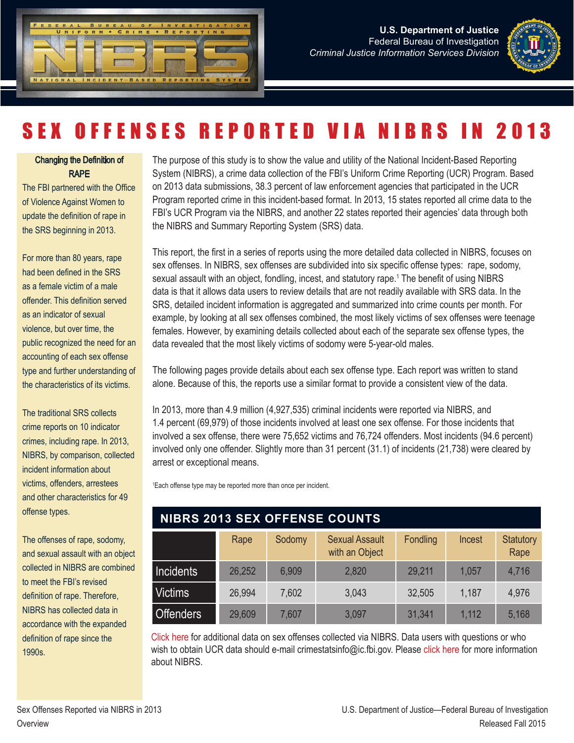U.S. Department of Justice
Federal Bureau of Investigation
*Criminal Justice Information Services Division*

# SEX OFFENSES REPORTED VIA NIBRS IN 2013

The purpose of this study is to show the value and utility of the National Incident-Based Reporting System (NIBRS), a crime data collection of the FBI's Uniform Crime Reporting (UCR) Program. Based on 2013 data submissions, 38.3 percent of law enforcement agencies that participated in the UCR Program reported crime in this incident-based format. In 2013, 15 states reported all crime data to the FBI's UCR Program via the NIBRS, and another 22 states reported their agencies' data through both the NIBRS and Summary Reporting System (SRS) data.

This report, the first in a series of reports using the more detailed data collected in NIBRS, focuses on sex offenses. In NIBRS, sex offenses are subdivided into six specific offense types: rape, sodomy, sexual assault with an object, fondling, incest, and statutory rape.[1] The benefit of using NIBRS data is that it allows data users to review details that are not readily available with SRS data. In the SRS, detailed incident information is aggregated and summarized into crime counts per month. For example, by looking at all sex offenses combined, the most likely victims of sex offenses were teenage females. However, by examining details collected about each of the separate sex offense types, the data revealed that the most likely victims of sodomy were 5-year-old males.

The following pages provide details about each sex offense type. Each report was written to stand alone. Because of this, the reports use a similar format to provide a consistent view of the data.

In 2013, more than 4.9 million (4,927,535) criminal incidents were reported via NIBRS, and 1.4 percent (69,979) of those incidents involved at least one sex offense. For those incidents that involved a sex offense, there were 75,652 victims and 76,724 offenders. Most incidents (94.6 percent) involved only one offender. Slightly more than 31 percent (31.1) of incidents (21,738) were cleared by arrest or exceptional means.

[1]Each offense type may be reported more than once per incident.

## NIBRS 2013 SEX OFFENSE COUNTS

| | Rape | Sodomy | Sexual Assault with an Object | Fondling | Incest | Statutory Rape |
|---|---|---|---|---|---|---|
| Incidents | 26,252 | 6,909 | 2,820 | 29,211 | 1,057 | 4,716 |
| Victims | 26,994 | 7,602 | 3,043 | 32,505 | 1,187 | 4,976 |
| Offenders | 29,609 | 7,607 | 3,097 | 31,341 | 1,112 | 5,168 |

Click here for additional data on sex offenses collected via NIBRS. Data users with questions or who wish to obtain UCR data should e-mail crimestatsinfo@ic.fbi.gov. Please click here for more information about NIBRS.

### Changing the Definition of RAPE

The FBI partnered with the Office of Violence Against Women to update the definition of rape in the SRS beginning in 2013.

For more than 80 years, rape had been defined in the SRS as a female victim of a male offender. This definition served as an indicator of sexual violence, but over time, the public recognized the need for an accounting of each sex offense type and further understanding of the characteristics of its victims.

The traditional SRS collects crime reports on 10 indicator crimes, including rape. In 2013, NIBRS, by comparison, collected incident information about victims, offenders, arrestees and other characteristics for 49 offense types.

The offenses of rape, sodomy, and sexual assault with an object collected in NIBRS are combined to meet the FBI's revised definition of rape. Therefore, NIBRS has collected data in accordance with the expanded definition of rape since the 1990s.

Sex Offenses Reported via NIBRS in 2013
Overview

U.S. Department of Justice—Federal Bureau of Investigation
Released Fall 2015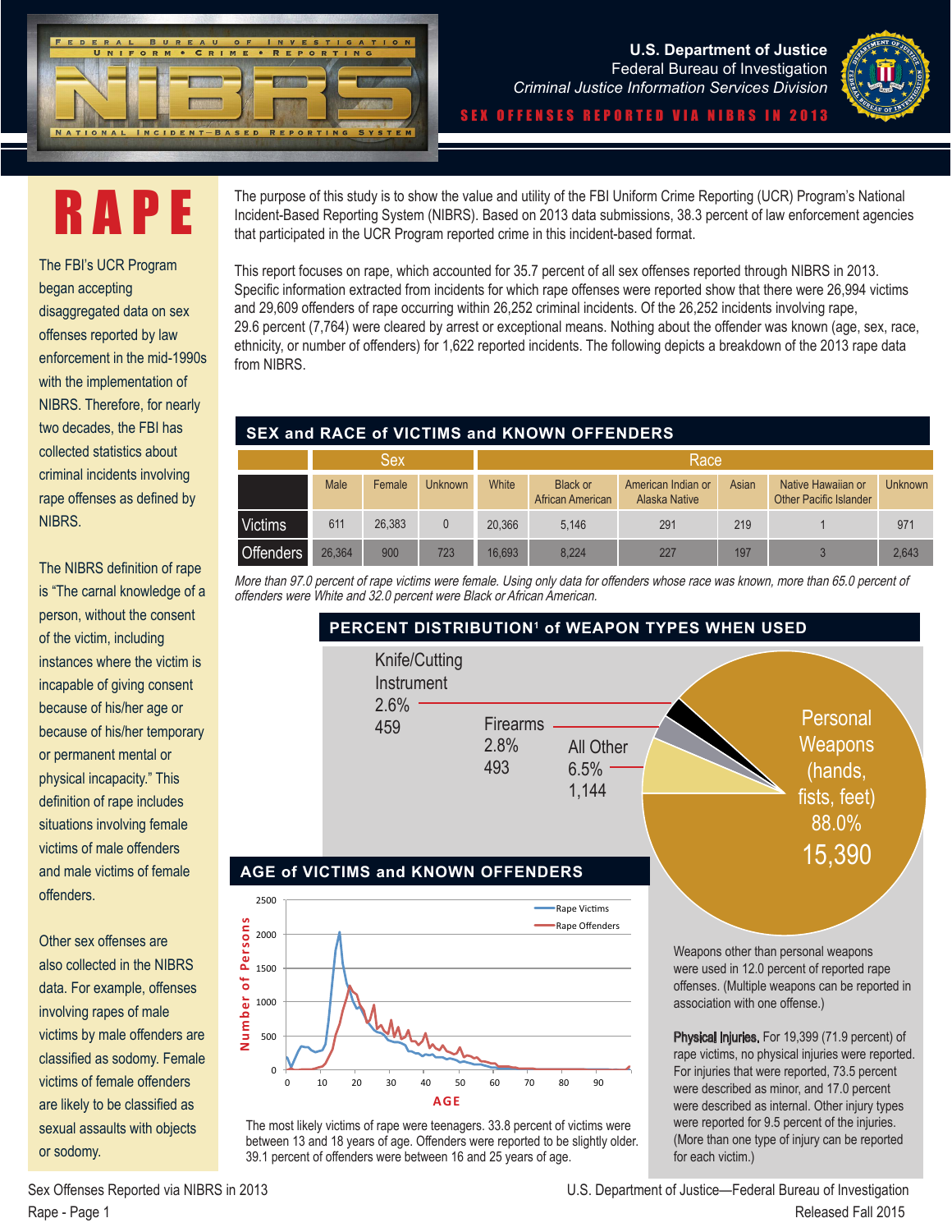U.S. Department of Justice
Federal Bureau of Investigation
*Criminal Justice Information Services Division*

SEX OFFENSES REPORTED VIA NIBRS IN 2013

# RAPE

The FBI's UCR Program began accepting disaggregated data on sex offenses reported by law enforcement in the mid-1990s with the implementation of NIBRS. Therefore, for nearly two decades, the FBI has collected statistics about criminal incidents involving rape offenses as defined by NIBRS.

The NIBRS definition of rape is "The carnal knowledge of a person, without the consent of the victim, including instances where the victim is incapable of giving consent because of his/her age or because of his/her temporary or permanent mental or physical incapacity." This definition of rape includes situations involving female victims of male offenders and male victims of female offenders.

Other sex offenses are also collected in the NIBRS data. For example, offenses involving rapes of male victims by male offenders are classified as sodomy. Female victims of female offenders are likely to be classified as sexual assaults with objects or sodomy.

The purpose of this study is to show the value and utility of the FBI Uniform Crime Reporting (UCR) Program's National Incident-Based Reporting System (NIBRS). Based on 2013 data submissions, 38.3 percent of law enforcement agencies that participated in the UCR Program reported crime in this incident-based format.

This report focuses on rape, which accounted for 35.7 percent of all sex offenses reported through NIBRS in 2013. Specific information extracted from incidents for which rape offenses were reported show that there were 26,994 victims and 29,609 offenders of rape occurring within 26,252 criminal incidents. Of the 26,252 incidents involving rape, 29.6 percent (7,764) were cleared by arrest or exceptional means. Nothing about the offender was known (age, sex, race, ethnicity, or number of offenders) for 1,622 reported incidents. The following depicts a breakdown of the 2013 rape data from NIBRS.

## SEX and RACE of VICTIMS and KNOWN OFFENDERS

| | Sex | | | Race | | | | | |
|---|---|---|---|---|---|---|---|---|---|
| | Male | Female | Unknown | White | Black or African American | American Indian or Alaska Native | Asian | Native Hawaiian or Other Pacific Islander | Unknown |
| Victims | 611 | 26,383 | 0 | 20,366 | 5,146 | 291 | 219 | 1 | 971 |
| Offenders | 26,364 | 900 | 723 | 16,693 | 8,224 | 227 | 197 | 3 | 2,643 |

*More than 97.0 percent of rape victims were female. Using only data for offenders whose race was known, more than 65.0 percent of offenders were White and 32.0 percent were Black or African American.*

## PERCENT DISTRIBUTION[1] of WEAPON TYPES WHEN USED

- Personal Weapons (hands, fists, feet): 88.0%, 15,390
- All Other: 6.5%, 1,144
- Firearms: 2.8%, 493
- Knife/Cutting Instrument: 2.6%, 459

Weapons other than personal weapons were used in 12.0 percent of reported rape offenses. (Multiple weapons can be reported in association with one offense.)

**Physical Injuries.** For 19,399 (71.9 percent) of rape victims, no physical injuries were reported. For injuries that were reported, 73.5 percent were described as minor, and 17.0 percent were described as internal. Other injury types were reported for 9.5 percent of the injuries. (More than one type of injury can be reported for each victim.)

## AGE of VICTIMS and KNOWN OFFENDERS

The most likely victims of rape were teenagers. 33.8 percent of victims were between 13 and 18 years of age. Offenders were reported to be slightly older. 39.1 percent of offenders were between 16 and 25 years of age.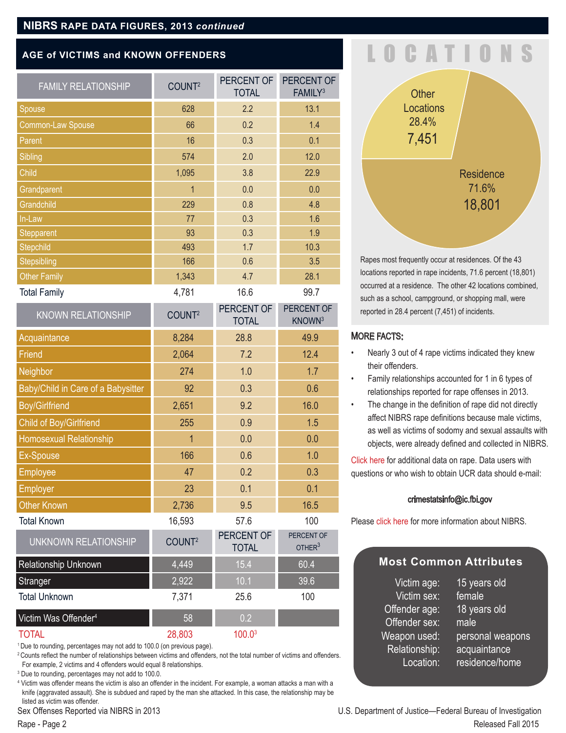## NIBRS RAPE DATA FIGURES, 2013 *continued*

### AGE of VICTIMS and KNOWN OFFENDERS

| FAMILY RELATIONSHIP | COUNT[2] | PERCENT OF TOTAL | PERCENT OF FAMILY[3] |
|---|---|---|---|
| Spouse | 628 | 2.2 | 13.1 |
| Common-Law Spouse | 66 | 0.2 | 1.4 |
| Parent | 16 | 0.3 | 0.1 |
| Sibling | 574 | 2.0 | 12.0 |
| Child | 1,095 | 3.8 | 22.9 |
| Grandparent | 1 | 0.0 | 0.0 |
| Grandchild | 229 | 0.8 | 4.8 |
| In-Law | 77 | 0.3 | 1.6 |
| Stepparent | 93 | 0.3 | 1.9 |
| Stepchild | 493 | 1.7 | 10.3 |
| Stepsibling | 166 | 0.6 | 3.5 |
| Other Family | 1,343 | 4.7 | 28.1 |
| Total Family | 4,781 | 16.6 | 99.7 |
| **KNOWN RELATIONSHIP** | **COUNT[2]** | **PERCENT OF TOTAL** | **PERCENT OF KNOWN[3]** |
| Acquaintance | 8,284 | 28.8 | 49.9 |
| Friend | 2,064 | 7.2 | 12.4 |
| Neighbor | 274 | 1.0 | 1.7 |
| Baby/Child in Care of a Babysitter | 92 | 0.3 | 0.6 |
| Boy/Girlfriend | 2,651 | 9.2 | 16.0 |
| Child of Boy/Girlfriend | 255 | 0.9 | 1.5 |
| Homosexual Relationship | 1 | 0.0 | 0.0 |
| Ex-Spouse | 166 | 0.6 | 1.0 |
| Employee | 47 | 0.2 | 0.3 |
| Employer | 23 | 0.1 | 0.1 |
| Other Known | 2,736 | 9.5 | 16.5 |
| Total Known | 16,593 | 57.6 | 100 |
| **UNKNOWN RELATIONSHIP** | **COUNT[2]** | **PERCENT OF TOTAL** | **PERCENT OF OTHER[3]** |
| Relationship Unknown | 4,449 | 15.4 | 60.4 |
| Stranger | 2,922 | 10.1 | 39.6 |
| Total Unknown | 7,371 | 25.6 | 100 |
| Victim Was Offender[4] | 58 | 0.2 | |
| TOTAL | 28,803 | 100.0[3] | |

[1] Due to rounding, percentages may not add to 100.0 (on previous page).
[2] Counts reflect the number of relationships between victims and offenders, not the total number of victims and offenders. For example, 2 victims and 4 offenders would equal 8 relationships.
[3] Due to rounding, percentages may not add to 100.0.
[4] Victim was offender means the victim is also an offender in the incident. For example, a woman attacks a man with a knife (aggravated assault). She is subdued and raped by the man she attacked. In this case, the relationship may be listed as victim was offender.

## LOCATIONS

- Other Locations: 28.4%, 7,451
- Residence: 71.6%, 18,801

Rapes most frequently occur at residences. Of the 43 locations reported in rape incidents, 71.6 percent (18,801) occurred at a residence. The other 42 locations combined, such as a school, campground, or shopping mall, were reported in 28.4 percent (7,451) of incidents.

### MORE FACTS:

- Nearly 3 out of 4 rape victims indicated they knew their offenders.
- Family relationships accounted for 1 in 6 types of relationships reported for rape offenses in 2013.
- The change in the definition of rape did not directly affect NIBRS rape definitions because male victims, as well as victims of sodomy and sexual assaults with objects, were already defined and collected in NIBRS.

Click here for additional data on rape. Data users with questions or who wish to obtain UCR data should e-mail:

crimestatsinfo@ic.fbi.gov

Please click here for more information about NIBRS.

### Most Common Attributes

| | |
|---|---|
| Victim age: | 15 years old |
| Victim sex: | female |
| Offender age: | 18 years old |
| Offender sex: | male |
| Weapon used: | personal weapons |
| Relationship: | acquaintance |
| Location: | residence/home |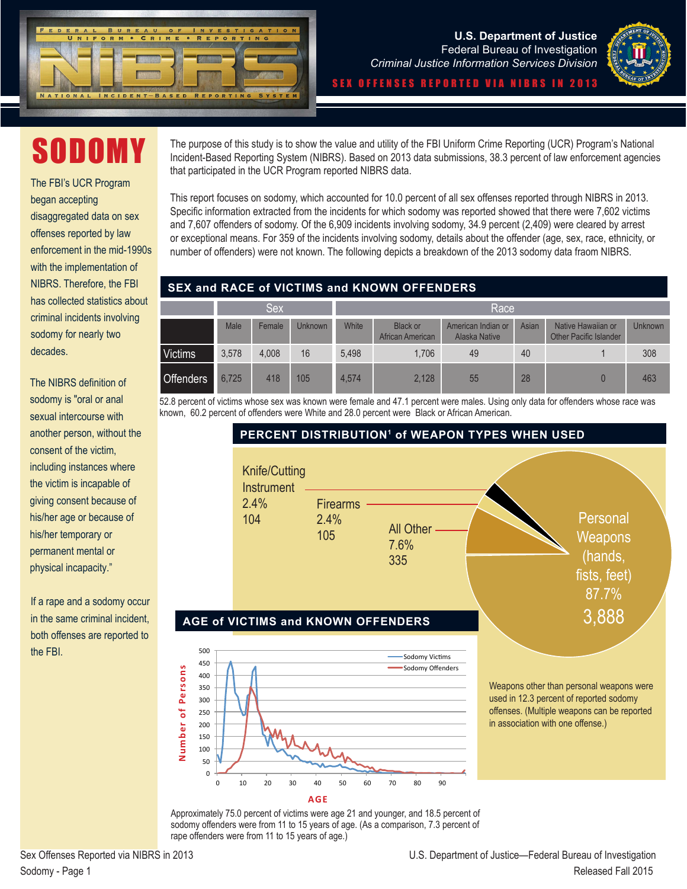U.S. Department of Justice
Federal Bureau of Investigation
*Criminal Justice Information Services Division*

SEX OFFENSES REPORTED VIA NIBRS IN 2013

# SODOMY

The FBI's UCR Program began accepting disaggregated data on sex offenses reported by law enforcement in the mid-1990s with the implementation of NIBRS. Therefore, the FBI has collected statistics about criminal incidents involving sodomy for nearly two decades.

The NIBRS definition of sodomy is "oral or anal sexual intercourse with another person, without the consent of the victim, including instances where the victim is incapable of giving consent because of his/her age or because of his/her temporary or permanent mental or physical incapacity."

If a rape and a sodomy occur in the same criminal incident, both offenses are reported to the FBI.

The purpose of this study is to show the value and utility of the FBI Uniform Crime Reporting (UCR) Program's National Incident-Based Reporting System (NIBRS). Based on 2013 data submissions, 38.3 percent of law enforcement agencies that participated in the UCR Program reported NIBRS data.

This report focuses on sodomy, which accounted for 10.0 percent of all sex offenses reported through NIBRS in 2013. Specific information extracted from the incidents for which sodomy was reported showed that there were 7,602 victims and 7,607 offenders of sodomy. Of the 6,909 incidents involving sodomy, 34.9 percent (2,409) were cleared by arrest or exceptional means. For 359 of the incidents involving sodomy, details about the offender (age, sex, race, ethnicity, or number of offenders) were not known. The following depicts a breakdown of the 2013 sodomy data fraom NIBRS.

## SEX and RACE of VICTIMS and KNOWN OFFENDERS

| | Sex | | | Race | | | | | |
|---|---|---|---|---|---|---|---|---|---|
| | Male | Female | Unknown | White | Black or African American | American Indian or Alaska Native | Asian | Native Hawaiian or Other Pacific Islander | Unknown |
| Victims | 3,578 | 4,008 | 16 | 5,498 | 1,706 | 49 | 40 | 1 | 308 |
| Offenders | 6,725 | 418 | 105 | 4,574 | 2,128 | 55 | 28 | 0 | 463 |

52.8 percent of victims whose sex was known were female and 47.1 percent were males. Using only data for offenders whose race was known, 60.2 percent of offenders were White and 28.0 percent were Black or African American.

## PERCENT DISTRIBUTION[1] of WEAPON TYPES WHEN USED

| Weapon type | Percent | Number |
|---|---|---|
| Personal Weapons (hands, fists, feet) | 87.7% | 3,888 |
| All Other | 7.6% | 335 |
| Firearms | 2.4% | 105 |
| Knife/Cutting Instrument | 2.4% | 104 |

Weapons other than personal weapons were used in 12.3 percent of reported sodomy offenses. (Multiple weapons can be reported in association with one offense.)

## AGE of VICTIMS and KNOWN OFFENDERS

Approximately 75.0 percent of victims were age 21 and younger, and 18.5 percent of sodomy offenders were from 11 to 15 years of age. (As a comparison, 7.3 percent of rape offenders were from 11 to 15 years of age.)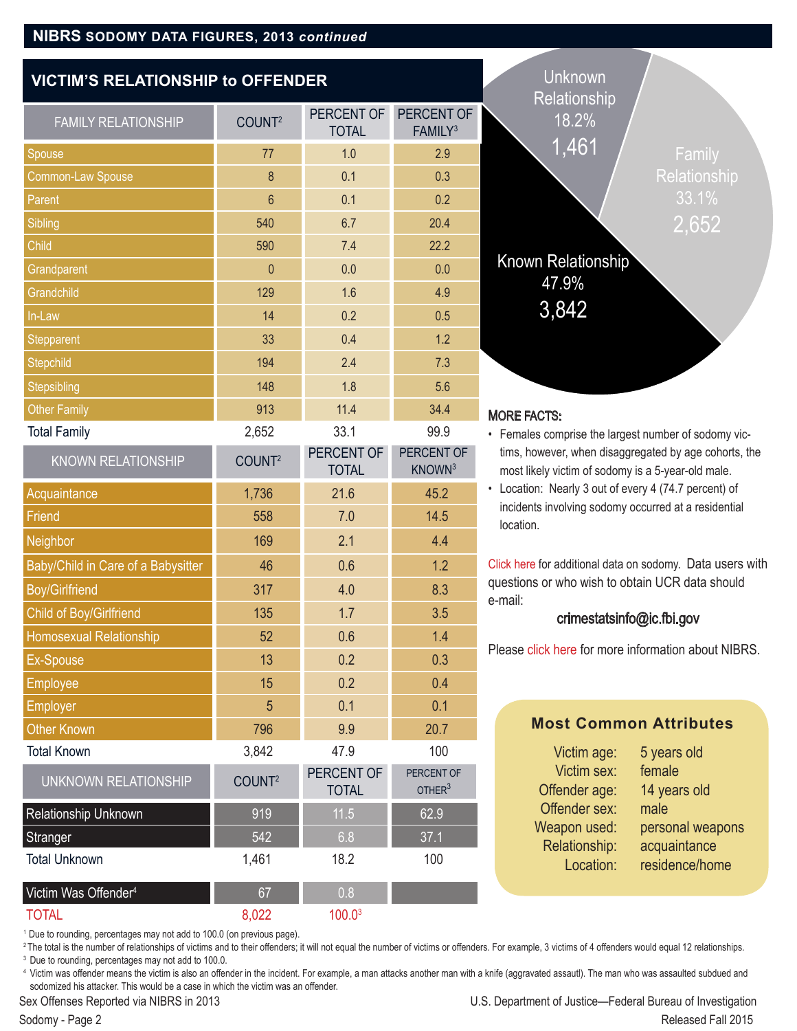## NIBRS SODOMY DATA FIGURES, 2013 *continued*

### VICTIM'S RELATIONSHIP to OFFENDER

| FAMILY RELATIONSHIP | COUNT[2] | PERCENT OF TOTAL | PERCENT OF FAMILY[3] |
|---|---|---|---|
| Spouse | 77 | 1.0 | 2.9 |
| Common-Law Spouse | 8 | 0.1 | 0.3 |
| Parent | 6 | 0.1 | 0.2 |
| Sibling | 540 | 6.7 | 20.4 |
| Child | 590 | 7.4 | 22.2 |
| Grandparent | 0 | 0.0 | 0.0 |
| Grandchild | 129 | 1.6 | 4.9 |
| In-Law | 14 | 0.2 | 0.5 |
| Stepparent | 33 | 0.4 | 1.2 |
| Stepchild | 194 | 2.4 | 7.3 |
| Stepsibling | 148 | 1.8 | 5.6 |
| Other Family | 913 | 11.4 | 34.4 |
| Total Family | 2,652 | 33.1 | 99.9 |
| **KNOWN RELATIONSHIP** | **COUNT[2]** | **PERCENT OF TOTAL** | **PERCENT OF KNOWN[3]** |
| Acquaintance | 1,736 | 21.6 | 45.2 |
| Friend | 558 | 7.0 | 14.5 |
| Neighbor | 169 | 2.1 | 4.4 |
| Baby/Child in Care of a Babysitter | 46 | 0.6 | 1.2 |
| Boy/Girlfriend | 317 | 4.0 | 8.3 |
| Child of Boy/Girlfriend | 135 | 1.7 | 3.5 |
| Homosexual Relationship | 52 | 0.6 | 1.4 |
| Ex-Spouse | 13 | 0.2 | 0.3 |
| Employee | 15 | 0.2 | 0.4 |
| Employer | 5 | 0.1 | 0.1 |
| Other Known | 796 | 9.9 | 20.7 |
| Total Known | 3,842 | 47.9 | 100 |
| **UNKNOWN RELATIONSHIP** | **COUNT[2]** | **PERCENT OF TOTAL** | **PERCENT OF OTHER[3]** |
| Relationship Unknown | 919 | 11.5 | 62.9 |
| Stranger | 542 | 6.8 | 37.1 |
| Total Unknown | 1,461 | 18.2 | 100 |
| Victim Was Offender[4] | 67 | 0.8 | |
| TOTAL | 8,022 | 100.0[3] | |

Unknown Relationship 18.2% 1,461

Family Relationship 33.1% 2,652

Known Relationship 47.9% 3,842

### MORE FACTS:

- Females comprise the largest number of sodomy victims, however, when disaggregated by age cohorts, the most likely victim of sodomy is a 5-year-old male.
- Location: Nearly 3 out of every 4 (74.7 percent) of incidents involving sodomy occurred at a residential location.

Click here for additional data on sodomy. Data users with questions or who wish to obtain UCR data should e-mail:

crimestatsinfo@ic.fbi.gov

Please click here for more information about NIBRS.

### Most Common Attributes

| | |
|---|---|
| Victim age: | 5 years old |
| Victim sex: | female |
| Offender age: | 14 years old |
| Offender sex: | male |
| Weapon used: | personal weapons |
| Relationship: | acquaintance |
| Location: | residence/home |

[1] Due to rounding, percentages may not add to 100.0 (on previous page).

[2] The total is the number of relationships of victims and to their offenders; it will not equal the number of victims or offenders. For example, 3 victims of 4 offenders would equal 12 relationships.

[3] Due to rounding, percentages may not add to 100.0.

[4] Victim was offender means the victim is also an offender in the incident. For example, a man attacks another man with a knife (aggravated assautl). The man who was assaulted subdued and sodomized his attacker. This would be a case in which the victim was an offender.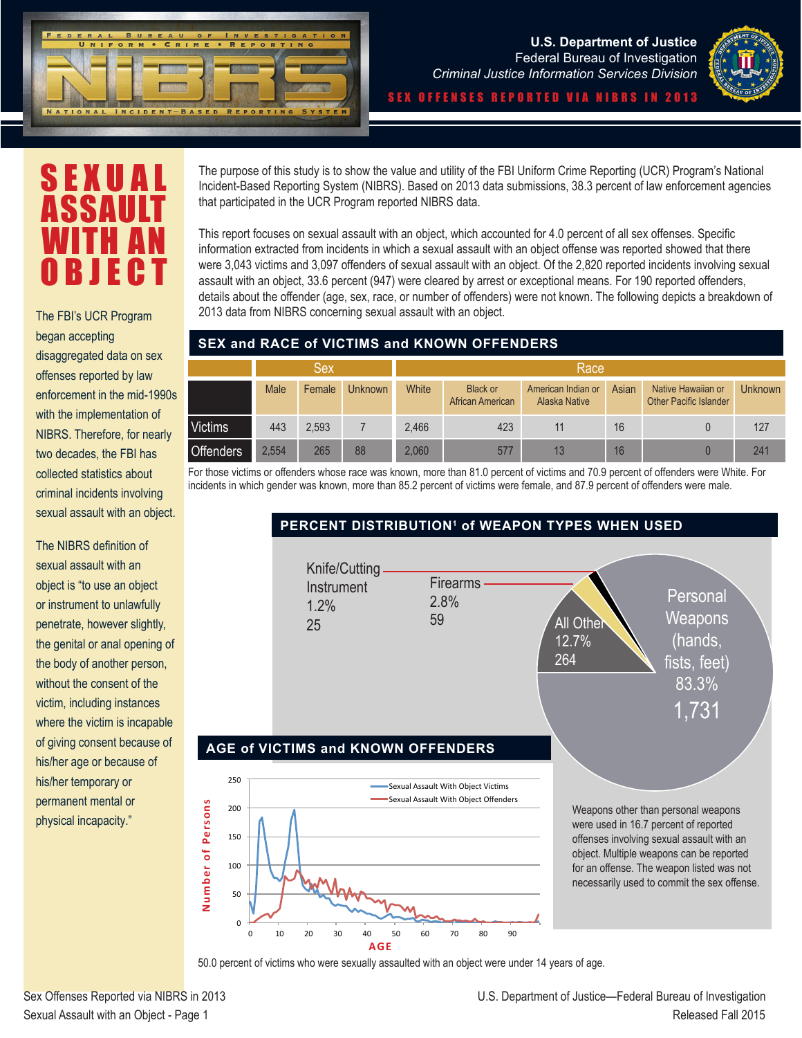# SEXUAL ASSAULT WITH AN OBJECT

The FBI's UCR Program began accepting disaggregated data on sex offenses reported by law enforcement in the mid-1990s with the implementation of NIBRS. Therefore, for nearly two decades, the FBI has collected statistics about criminal incidents involving sexual assault with an object.

The NIBRS definition of sexual assault with an object is "to use an object or instrument to unlawfully penetrate, however slightly, the genital or anal opening of the body of another person, without the consent of the victim, including instances where the victim is incapable of giving consent because of his/her age or because of his/her temporary or permanent mental or physical incapacity."

The purpose of this study is to show the value and utility of the FBI Uniform Crime Reporting (UCR) Program's National Incident-Based Reporting System (NIBRS). Based on 2013 data submissions, 38.3 percent of law enforcement agencies that participated in the UCR Program reported NIBRS data.

This report focuses on sexual assault with an object, which accounted for 4.0 percent of all sex offenses. Specific information extracted from incidents in which a sexual assault with an object offense was reported showed that there were 3,043 victims and 3,097 offenders of sexual assault with an object. Of the 2,820 reported incidents involving sexual assault with an object, 33.6 percent (947) were cleared by arrest or exceptional means. For 190 reported offenders, details about the offender (age, sex, race, or number of offenders) were not known. The following depicts a breakdown of 2013 data from NIBRS concerning sexual assault with an object.

## SEX and RACE of VICTIMS and KNOWN OFFENDERS

| | Sex | | | Race | | | | | |
|---|---|---|---|---|---|---|---|---|---|
| | Male | Female | Unknown | White | Black or African American | American Indian or Alaska Native | Asian | Native Hawaiian or Other Pacific Islander | Unknown |
| Victims | 443 | 2,593 | 7 | 2,466 | 423 | 11 | 16 | 0 | 127 |
| Offenders | 2,554 | 265 | 88 | 2,060 | 577 | 13 | 16 | 0 | 241 |

For those victims or offenders whose race was known, more than 81.0 percent of victims and 70.9 percent of offenders were White. For incidents in which gender was known, more than 85.2 percent of victims were female, and 87.9 percent of offenders were male.

## PERCENT DISTRIBUTION[1] of WEAPON TYPES WHEN USED

- Personal Weapons (hands, fists, feet): 83.3%, 1,731
- All Other: 12.7%, 264
- Firearms: 2.8%, 59
- Knife/Cutting Instrument: 1.2%, 25

Weapons other than personal weapons were used in 16.7 percent of reported offenses involving sexual assault with an object. Multiple weapons can be reported for an offense. The weapon listed was not necessarily used to commit the sex offense.

## AGE of VICTIMS and KNOWN OFFENDERS

Chart: Number of Persons by AGE (0–90+); series: Sexual Assault With Object Victims, Sexual Assault With Object Offenders.

50.0 percent of victims who were sexually assaulted with an object were under 14 years of age.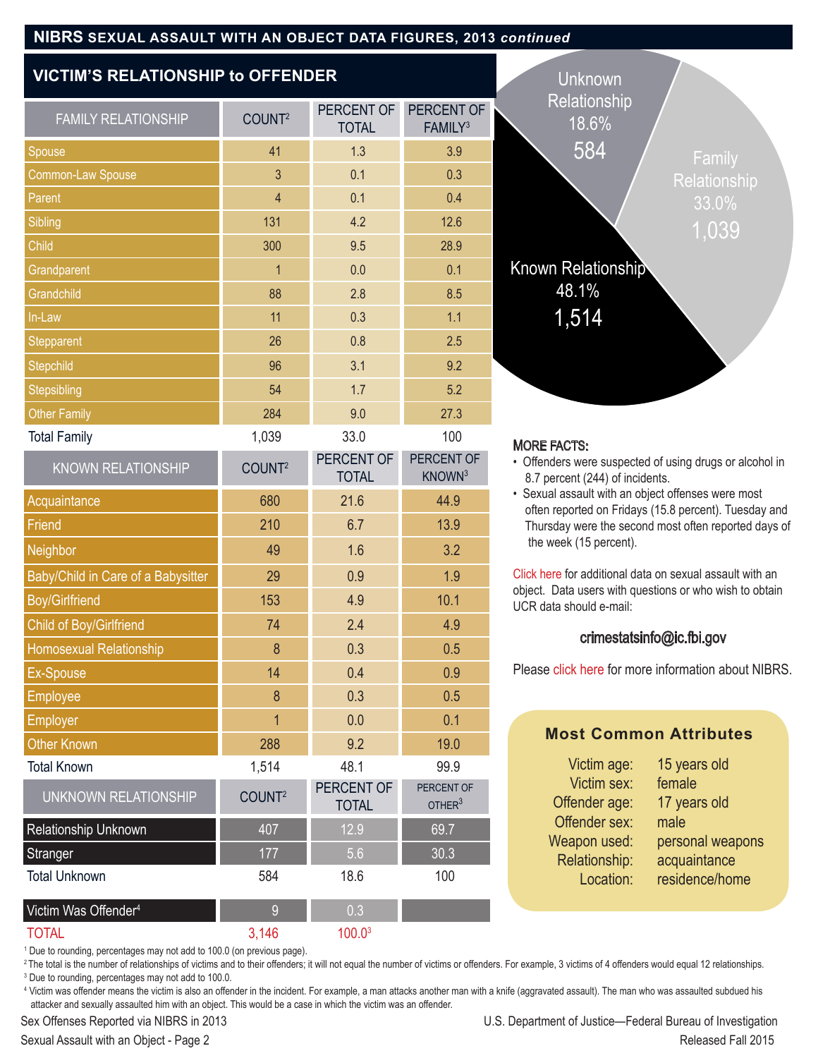## NIBRS SEXUAL ASSAULT WITH AN OBJECT DATA FIGURES, 2013 *continued*

### VICTIM'S RELATIONSHIP to OFFENDER

| FAMILY RELATIONSHIP | COUNT[2] | PERCENT OF TOTAL | PERCENT OF FAMILY[3] |
|---|---|---|---|
| Spouse | 41 | 1.3 | 3.9 |
| Common-Law Spouse | 3 | 0.1 | 0.3 |
| Parent | 4 | 0.1 | 0.4 |
| Sibling | 131 | 4.2 | 12.6 |
| Child | 300 | 9.5 | 28.9 |
| Grandparent | 1 | 0.0 | 0.1 |
| Grandchild | 88 | 2.8 | 8.5 |
| In-Law | 11 | 0.3 | 1.1 |
| Stepparent | 26 | 0.8 | 2.5 |
| Stepchild | 96 | 3.1 | 9.2 |
| Stepsibling | 54 | 1.7 | 5.2 |
| Other Family | 284 | 9.0 | 27.3 |
| Total Family | 1,039 | 33.0 | 100 |

| KNOWN RELATIONSHIP | COUNT[2] | PERCENT OF TOTAL | PERCENT OF KNOWN[3] |
|---|---|---|---|
| Acquaintance | 680 | 21.6 | 44.9 |
| Friend | 210 | 6.7 | 13.9 |
| Neighbor | 49 | 1.6 | 3.2 |
| Baby/Child in Care of a Babysitter | 29 | 0.9 | 1.9 |
| Boy/Girlfriend | 153 | 4.9 | 10.1 |
| Child of Boy/Girlfriend | 74 | 2.4 | 4.9 |
| Homosexual Relationship | 8 | 0.3 | 0.5 |
| Ex-Spouse | 14 | 0.4 | 0.9 |
| Employee | 8 | 0.3 | 0.5 |
| Employer | 1 | 0.0 | 0.1 |
| Other Known | 288 | 9.2 | 19.0 |
| Total Known | 1,514 | 48.1 | 99.9 |

| UNKNOWN RELATIONSHIP | COUNT[2] | PERCENT OF TOTAL | PERCENT OF OTHER[3] |
|---|---|---|---|
| Relationship Unknown | 407 | 12.9 | 69.7 |
| Stranger | 177 | 5.6 | 30.3 |
| Total Unknown | 584 | 18.6 | 100 |
| Victim Was Offender[4] | 9 | 0.3 | |
| TOTAL | 3,146 | 100.0[3] | |

Unknown Relationship 18.6% 584

Family Relationship 33.0% 1,039

Known Relationship 48.1% 1,514

MORE FACTS:

- Offenders were suspected of using drugs or alcohol in 8.7 percent (244) of incidents.
- Sexual assault with an object offenses were most often reported on Fridays (15.8 percent). Tuesday and Thursday were the second most often reported days of the week (15 percent).

Click here for additional data on sexual assault with an object. Data users with questions or who wish to obtain UCR data should e-mail:

crimestatsinfo@ic.fbi.gov

Please click here for more information about NIBRS.

**Most Common Attributes**

| | |
|---|---|
| Victim age: | 15 years old |
| Victim sex: | female |
| Offender age: | 17 years old |
| Offender sex: | male |
| Weapon used: | personal weapons |
| Relationship: | acquaintance |
| Location: | residence/home |

[1] Due to rounding, percentages may not add to 100.0 (on previous page).

[2] The total is the number of relationships of victims and to their offenders; it will not equal the number of victims or offenders. For example, 3 victims of 4 offenders would equal 12 relationships.

[3] Due to rounding, percentages may not add to 100.0.

[4] Victim was offender means the victim is also an offender in the incident. For example, a man attacks another man with a knife (aggravated assault). The man who was assaulted subdued his attacker and sexually assaulted him with an object. This would be a case in which the victim was an offender.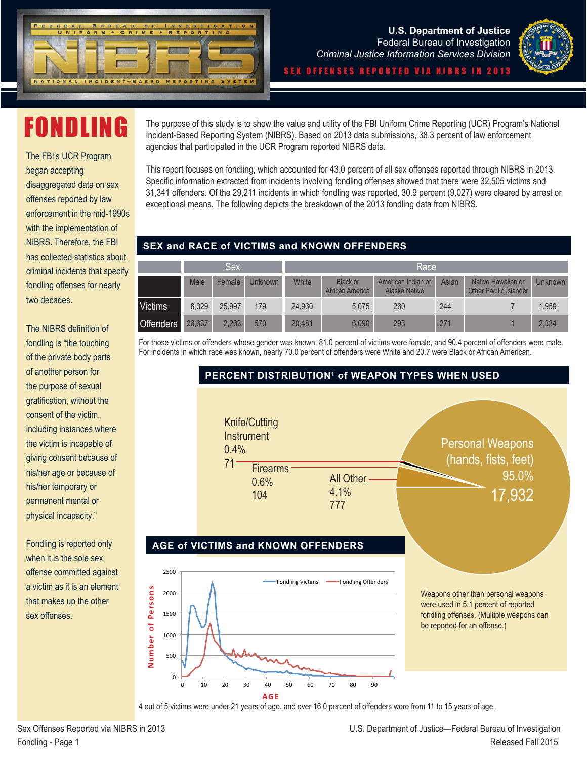# FONDLING

The FBI's UCR Program began accepting disaggregated data on sex offenses reported by law enforcement in the mid-1990s with the implementation of NIBRS. Therefore, the FBI has collected statistics about criminal incidents that specify fondling offenses for nearly two decades.

The NIBRS definition of fondling is "the touching of the private body parts of another person for the purpose of sexual gratification, without the consent of the victim, including instances where the victim is incapable of giving consent because of his/her age or because of his/her temporary or permanent mental or physical incapacity."

Fondling is reported only when it is the sole sex offense committed against a victim as it is an element that makes up the other sex offenses.

The purpose of this study is to show the value and utility of the FBI Uniform Crime Reporting (UCR) Program's National Incident-Based Reporting System (NIBRS). Based on 2013 data submissions, 38.3 percent of law enforcement agencies that participated in the UCR Program reported NIBRS data.

This report focuses on fondling, which accounted for 43.0 percent of all sex offenses reported through NIBRS in 2013. Specific information extracted from incidents involving fondling offenses showed that there were 32,505 victims and 31,341 offenders. Of the 29,211 incidents in which fondling was reported, 30.9 percent (9,027) were cleared by arrest or exceptional means. The following depicts the breakdown of the 2013 fondling data from NIBRS.

## SEX and RACE of VICTIMS and KNOWN OFFENDERS

| | Sex | | | Race | | | | | |
|---|---|---|---|---|---|---|---|---|---|
| | Male | Female | Unknown | White | Black or African America | American Indian or Alaska Native | Asian | Native Hawaiian or Other Pacific Islander | Unknown |
| Victims | 6,329 | 25,997 | 179 | 24,960 | 5,075 | 260 | 244 | 7 | 1,959 |
| Offenders | 26,637 | 2,263 | 570 | 20,481 | 6,090 | 293 | 271 | 1 | 2,334 |

For those victims or offenders whose gender was known, 81.0 percent of victims were female, and 90.4 percent of offenders were male. For incidents in which race was known, nearly 70.0 percent of offenders were White and 20.7 were Black or African American.

## PERCENT DISTRIBUTION[1] of WEAPON TYPES WHEN USED

| Weapon Type | Percent | Number |
|---|---|---|
| Personal Weapons (hands, fists, feet) | 95.0% | 17,932 |
| All Other | 4.1% | 777 |
| Firearms | 0.6% | 104 |
| Knife/Cutting Instrument | 0.4% | 71 |

Weapons other than personal weapons were used in 5.1 percent of reported fondling offenses. (Multiple weapons can be reported for an offense.)

## AGE of VICTIMS and KNOWN OFFENDERS

4 out of 5 victims were under 21 years of age, and over 16.0 percent of offenders were from 11 to 15 years of age.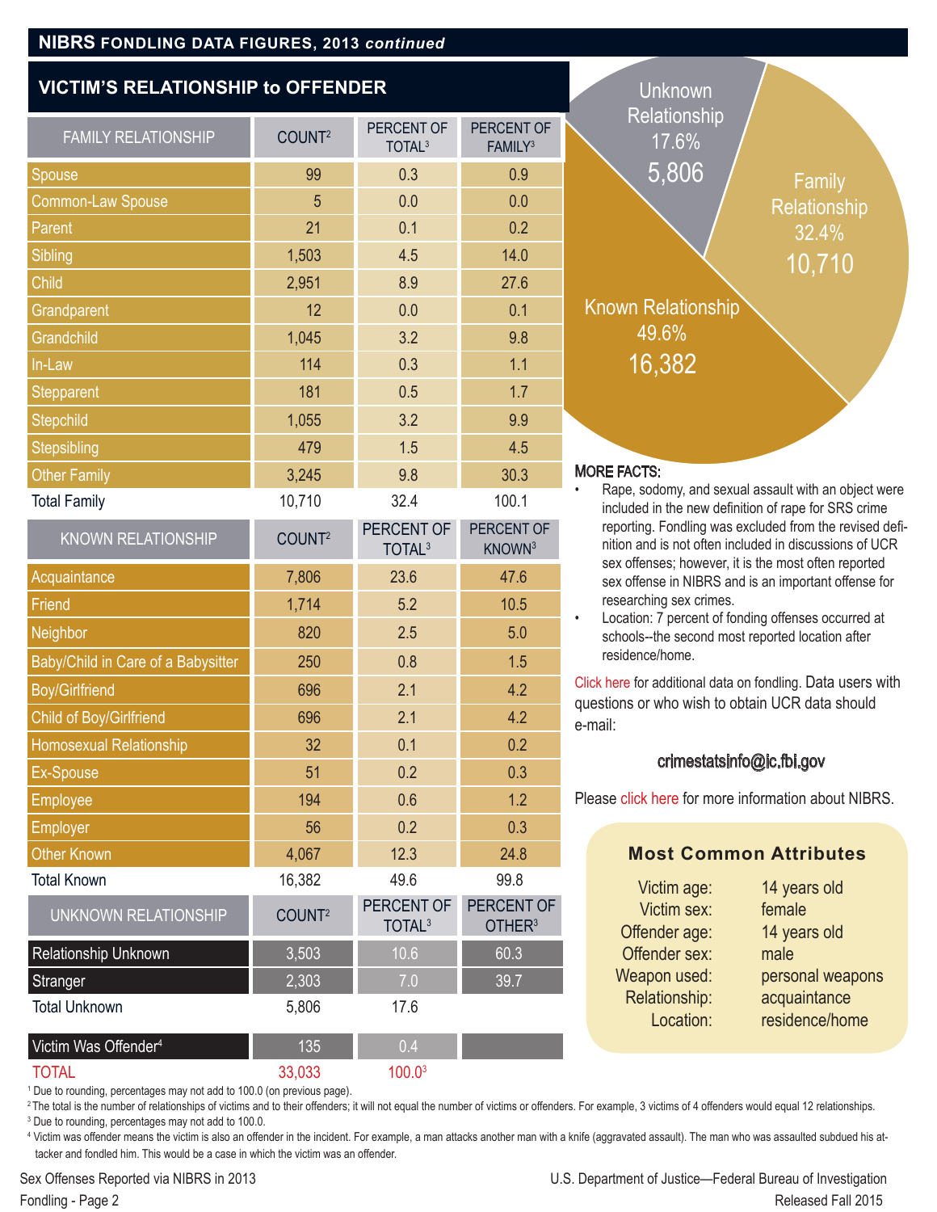## NIBRS FONDLING DATA FIGURES, 2013 *continued*

### VICTIM'S RELATIONSHIP to OFFENDER

| FAMILY RELATIONSHIP | COUNT[2] | PERCENT OF TOTAL[3] | PERCENT OF FAMILY[3] |
|---|---|---|---|
| Spouse | 99 | 0.3 | 0.9 |
| Common-Law Spouse | 5 | 0.0 | 0.0 |
| Parent | 21 | 0.1 | 0.2 |
| Sibling | 1,503 | 4.5 | 14.0 |
| Child | 2,951 | 8.9 | 27.6 |
| Grandparent | 12 | 0.0 | 0.1 |
| Grandchild | 1,045 | 3.2 | 9.8 |
| In-Law | 114 | 0.3 | 1.1 |
| Stepparent | 181 | 0.5 | 1.7 |
| Stepchild | 1,055 | 3.2 | 9.9 |
| Stepsibling | 479 | 1.5 | 4.5 |
| Other Family | 3,245 | 9.8 | 30.3 |
| Total Family | 10,710 | 32.4 | 100.1 |

| KNOWN RELATIONSHIP | COUNT[2] | PERCENT OF TOTAL[3] | PERCENT OF KNOWN[3] |
|---|---|---|---|
| Acquaintance | 7,806 | 23.6 | 47.6 |
| Friend | 1,714 | 5.2 | 10.5 |
| Neighbor | 820 | 2.5 | 5.0 |
| Baby/Child in Care of a Babysitter | 250 | 0.8 | 1.5 |
| Boy/Girlfriend | 696 | 2.1 | 4.2 |
| Child of Boy/Girlfriend | 696 | 2.1 | 4.2 |
| Homosexual Relationship | 32 | 0.1 | 0.2 |
| Ex-Spouse | 51 | 0.2 | 0.3 |
| Employee | 194 | 0.6 | 1.2 |
| Employer | 56 | 0.2 | 0.3 |
| Other Known | 4,067 | 12.3 | 24.8 |
| Total Known | 16,382 | 49.6 | 99.8 |

| UNKNOWN RELATIONSHIP | COUNT[2] | PERCENT OF TOTAL[3] | PERCENT OF OTHER[3] |
|---|---|---|---|
| Relationship Unknown | 3,503 | 10.6 | 60.3 |
| Stranger | 2,303 | 7.0 | 39.7 |
| Total Unknown | 5,806 | 17.6 | |
| Victim Was Offender[4] | 135 | 0.4 | |
| TOTAL | 33,033 | 100.0[3] | |

Unknown Relationship 17.6% 5,806

Family Relationship 32.4% 10,710

Known Relationship 49.6% 16,382

**MORE FACTS:**

- Rape, sodomy, and sexual assault with an object were included in the new definition of rape for SRS crime reporting. Fondling was excluded from the revised definition and is not often included in discussions of UCR sex offenses; however, it is the most often reported sex offense in NIBRS and is an important offense for researching sex crimes.
- Location: 7 percent of fonding offenses occurred at schools--the second most reported location after residence/home.

Click here for additional data on fondling. Data users with questions or who wish to obtain UCR data should e-mail:

crimestatsinfo@ic.fbi.gov

Please click here for more information about NIBRS.

**Most Common Attributes**

| | |
|---|---|
| Victim age: | 14 years old |
| Victim sex: | female |
| Offender age: | 14 years old |
| Offender sex: | male |
| Weapon used: | personal weapons |
| Relationship: | acquaintance |
| Location: | residence/home |

[1] Due to rounding, percentages may not add to 100.0 (on previous page).
[2] The total is the number of relationships of victims and to their offenders; it will not equal the number of victims or offenders. For example, 3 victims of 4 offenders would equal 12 relationships.
[3] Due to rounding, percentages may not add to 100.0.
[4] Victim was offender means the victim is also an offender in the incident. For example, a man attacks another man with a knife (aggravated assault). The man who was assaulted subdued his attacker and fondled him. This would be a case in which the victim was an offender.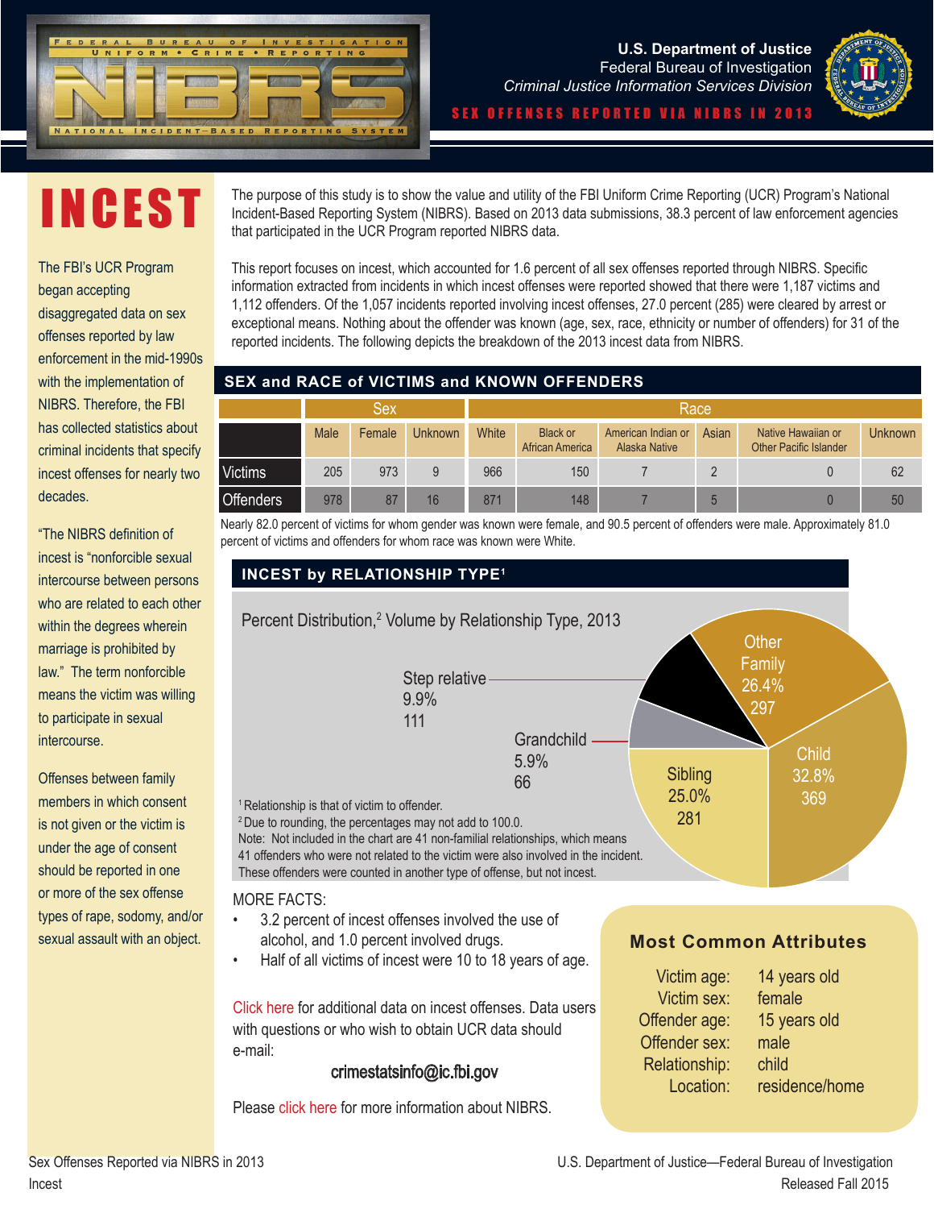U.S. Department of Justice
Federal Bureau of Investigation
*Criminal Justice Information Services Division*

SEX OFFENSES REPORTED VIA NIBRS IN 2013

# INCEST

The FBI's UCR Program began accepting disaggregated data on sex offenses reported by law enforcement in the mid-1990s with the implementation of NIBRS. Therefore, the FBI has collected statistics about criminal incidents that specify incest offenses for nearly two decades.

"The NIBRS definition of incest is "nonforcible sexual intercourse between persons who are related to each other within the degrees wherein marriage is prohibited by law." The term nonforcible means the victim was willing to participate in sexual intercourse.

Offenses between family members in which consent is not given or the victim is under the age of consent should be reported in one or more of the sex offense types of rape, sodomy, and/or sexual assault with an object.

The purpose of this study is to show the value and utility of the FBI Uniform Crime Reporting (UCR) Program's National Incident-Based Reporting System (NIBRS). Based on 2013 data submissions, 38.3 percent of law enforcement agencies that participated in the UCR Program reported NIBRS data.

This report focuses on incest, which accounted for 1.6 percent of all sex offenses reported through NIBRS. Specific information extracted from incidents in which incest offenses were reported showed that there were 1,187 victims and 1,112 offenders. Of the 1,057 incidents reported involving incest offenses, 27.0 percent (285) were cleared by arrest or exceptional means. Nothing about the offender was known (age, sex, race, ethnicity or number of offenders) for 31 of the reported incidents. The following depicts the breakdown of the 2013 incest data from NIBRS.

## SEX and RACE of VICTIMS and KNOWN OFFENDERS

| | Sex | | | Race | | | | | |
|---|---|---|---|---|---|---|---|---|---|
| | Male | Female | Unknown | White | Black or African America | American Indian or Alaska Native | Asian | Native Hawaiian or Other Pacific Islander | Unknown |
| Victims | 205 | 973 | 9 | 966 | 150 | 7 | 2 | 0 | 62 |
| Offenders | 978 | 87 | 16 | 871 | 148 | 7 | 5 | 0 | 50 |

Nearly 82.0 percent of victims for whom gender was known were female, and 90.5 percent of offenders were male. Approximately 81.0 percent of victims and offenders for whom race was known were White.

## INCEST by RELATIONSHIP TYPE[1]

Percent Distribution,[2] Volume by Relationship Type, 2013

| Relationship | Percent | Volume |
|---|---|---|
| Child | 32.8% | 369 |
| Other Family | 26.4% | 297 |
| Sibling | 25.0% | 281 |
| Step relative | 9.9% | 111 |
| Grandchild | 5.9% | 66 |

[1] Relationship is that of victim to offender.
[2] Due to rounding, the percentages may not add to 100.0.
Note: Not included in the chart are 41 non-familial relationships, which means 41 offenders who were not related to the victim were also involved in the incident. These offenders were counted in another type of offense, but not incest.

MORE FACTS:

- 3.2 percent of incest offenses involved the use of alcohol, and 1.0 percent involved drugs.
- Half of all victims of incest were 10 to 18 years of age.

Click here for additional data on incest offenses. Data users with questions or who wish to obtain UCR data should e-mail:

crimestatsinfo@ic.fbi.gov

Please click here for more information about NIBRS.

### Most Common Attributes

| | |
|---|---|
| Victim age: | 14 years old |
| Victim sex: | female |
| Offender age: | 15 years old |
| Offender sex: | male |
| Relationship: | child |
| Location: | residence/home |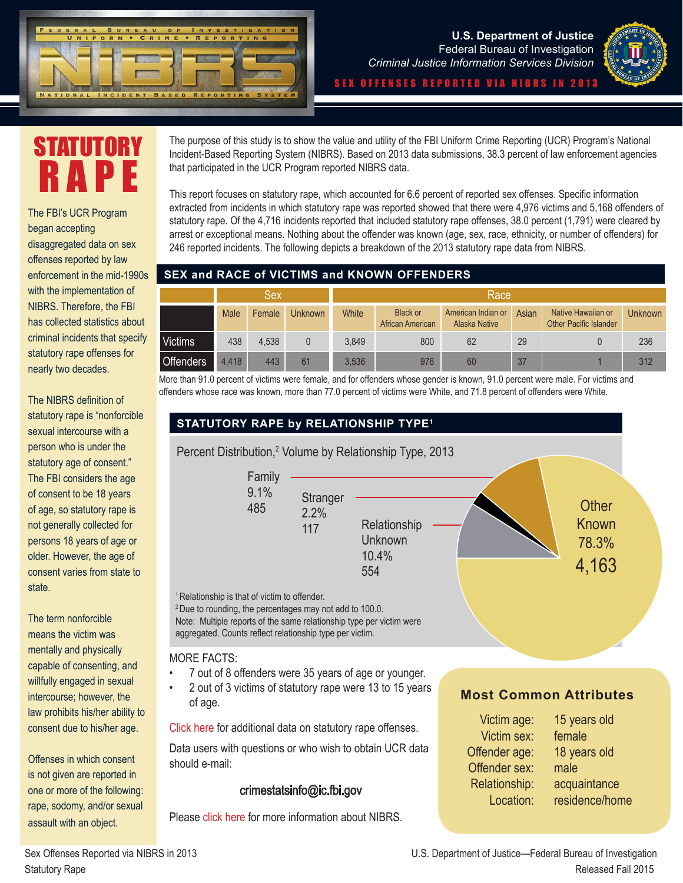U.S. Department of Justice
Federal Bureau of Investigation
*Criminal Justice Information Services Division*

SEX OFFENSES REPORTED VIA NIBRS IN 2013

# STATUTORY RAPE

The FBI's UCR Program began accepting disaggregated data on sex offenses reported by law enforcement in the mid-1990s with the implementation of NIBRS. Therefore, the FBI has collected statistics about criminal incidents that specify statutory rape offenses for nearly two decades.

The NIBRS definition of statutory rape is "nonforcible sexual intercourse with a person who is under the statutory age of consent." The FBI considers the age of consent to be 18 years of age, so statutory rape is not generally collected for persons 18 years of age or older. However, the age of consent varies from state to state.

The term nonforcible means the victim was mentally and physically capable of consenting, and willfully engaged in sexual intercourse; however, the law prohibits his/her ability to consent due to his/her age.

Offenses in which consent is not given are reported in one or more of the following: rape, sodomy, and/or sexual assault with an object.

The purpose of this study is to show the value and utility of the FBI Uniform Crime Reporting (UCR) Program's National Incident-Based Reporting System (NIBRS). Based on 2013 data submissions, 38.3 percent of law enforcement agencies that participated in the UCR Program reported NIBRS data.

This report focuses on statutory rape, which accounted for 6.6 percent of reported sex offenses. Specific information extracted from incidents in which statutory rape was reported showed that there were 4,976 victims and 5,168 offenders of statutory rape. Of the 4,716 incidents reported that included statutory rape offenses, 38.0 percent (1,791) were cleared by arrest or exceptional means. Nothing about the offender was known (age, sex, race, ethnicity, or number of offenders) for 246 reported incidents. The following depicts a breakdown of the 2013 statutory rape data from NIBRS.

## SEX and RACE of VICTIMS and KNOWN OFFENDERS

| | Sex | | | Race | | | | | |
|---|---|---|---|---|---|---|---|---|---|
| | Male | Female | Unknown | White | Black or African American | American Indian or Alaska Native | Asian | Native Hawaiian or Other Pacific Islander | Unknown |
| Victims | 438 | 4,538 | 0 | 3,849 | 800 | 62 | 29 | 0 | 236 |
| Offenders | 4,418 | 443 | 61 | 3,536 | 976 | 60 | 37 | 1 | 312 |

More than 91.0 percent of victims were female, and for offenders whose gender is known, 91.0 percent were male. For victims and offenders whose race was known, more than 77.0 percent of victims were White, and 71.8 percent of offenders were White.

## STATUTORY RAPE by RELATIONSHIP TYPE[1]

Percent Distribution,[2] Volume by Relationship Type, 2013

Family 9.1% 485

Stranger 2.2% 117

Relationship Unknown 10.4% 554

Other Known 78.3% 4,163

[1] Relationship is that of victim to offender.
[2] Due to rounding, the percentages may not add to 100.0.
Note: Multiple reports of the same relationship type per victim were aggregated. Counts reflect relationship type per victim.

MORE FACTS:

- 7 out of 8 offenders were 35 years of age or younger.
- 2 out of 3 victims of statutory rape were 13 to 15 years of age.

Click here for additional data on statutory rape offenses.

Data users with questions or who wish to obtain UCR data should e-mail:

crimestatsinfo@ic.fbi.gov

Please click here for more information about NIBRS.

### Most Common Attributes

| | |
|---|---|
| Victim age: | 15 years old |
| Victim sex: | female |
| Offender age: | 18 years old |
| Offender sex: | male |
| Relationship: | acquaintance |
| Location: | residence/home |